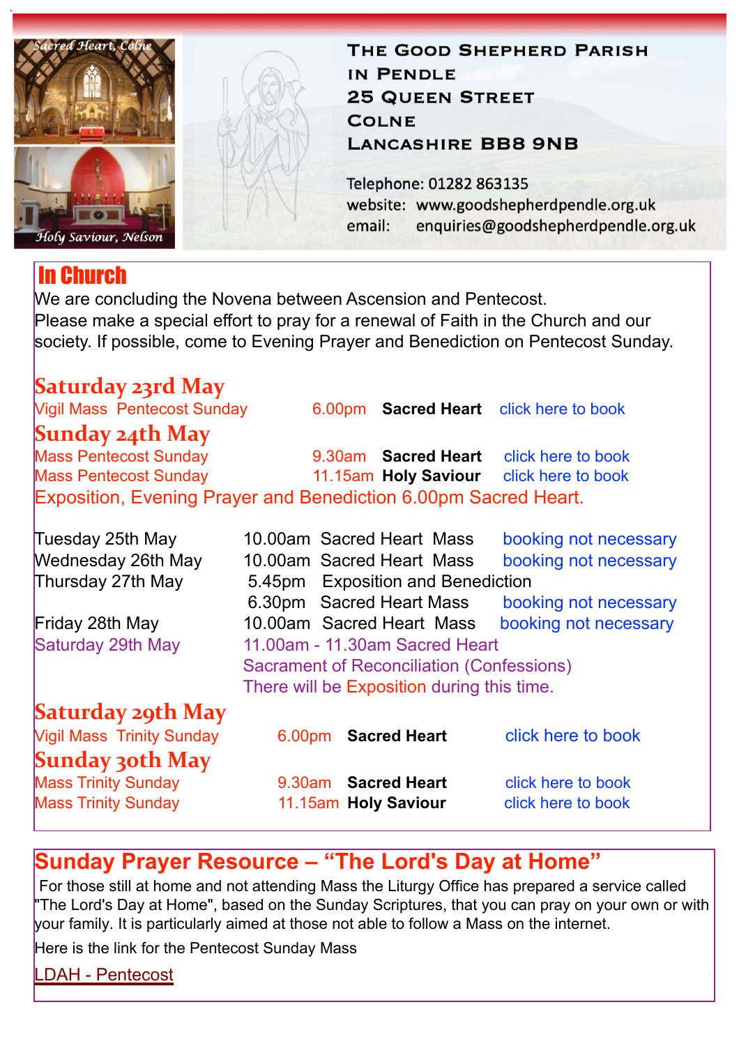Sacred Heart, Colne

Holy Saviour, Nelson

# THE GOOD SHEPHERD PARISH IN PENDLE

25 QUEEN STREET
COLNE
LANCASHIRE BB8 9NB

Telephone: 01282 863135
website: www.goodshepherdpendle.org.uk
email: enquiries@goodshepherdpendle.org.uk

## In Church

We are concluding the Novena between Ascension and Pentecost.
Please make a special effort to pray for a renewal of Faith in the Church and our society. If possible, come to Evening Prayer and Benediction on Pentecost Sunday.

### Saturday 23rd May

| | | | |
|---|---|---|---|
| Vigil Mass Pentecost Sunday | 6.00pm | **Sacred Heart** | click here to book |

### Sunday 24th May

| | | | |
|---|---|---|---|
| Mass Pentecost Sunday | 9.30am | **Sacred Heart** | click here to book |
| Mass Pentecost Sunday | 11.15am | **Holy Saviour** | click here to book |

Exposition, Evening Prayer and Benediction 6.00pm Sacred Heart.

| | | |
|---|---|---|
| Tuesday 25th May | 10.00am Sacred Heart Mass | booking not necessary |
| Wednesday 26th May | 10.00am Sacred Heart Mass | booking not necessary |
| Thursday 27th May | 5.45pm Exposition and Benediction | |
| | 6.30pm Sacred Heart Mass | booking not necessary |
| Friday 28th May | 10.00am Sacred Heart Mass | booking not necessary |
| Saturday 29th May | 11.00am - 11.30am Sacred Heart Sacrament of Reconciliation (Confessions) There will be Exposition during this time. | |

### Saturday 29th May

| | | | |
|---|---|---|---|
| Vigil Mass Trinity Sunday | 6.00pm | **Sacred Heart** | click here to book |

### Sunday 30th May

| | | | |
|---|---|---|---|
| Mass Trinity Sunday | 9.30am | **Sacred Heart** | click here to book |
| Mass Trinity Sunday | 11.15am | **Holy Saviour** | click here to book |

## Sunday Prayer Resource – "The Lord's Day at Home"

For those still at home and not attending Mass the Liturgy Office has prepared a service called "The Lord's Day at Home", based on the Sunday Scriptures, that you can pray on your own or with your family. It is particularly aimed at those not able to follow a Mass on the internet.

Here is the link for the Pentecost Sunday Mass

LDAH - Pentecost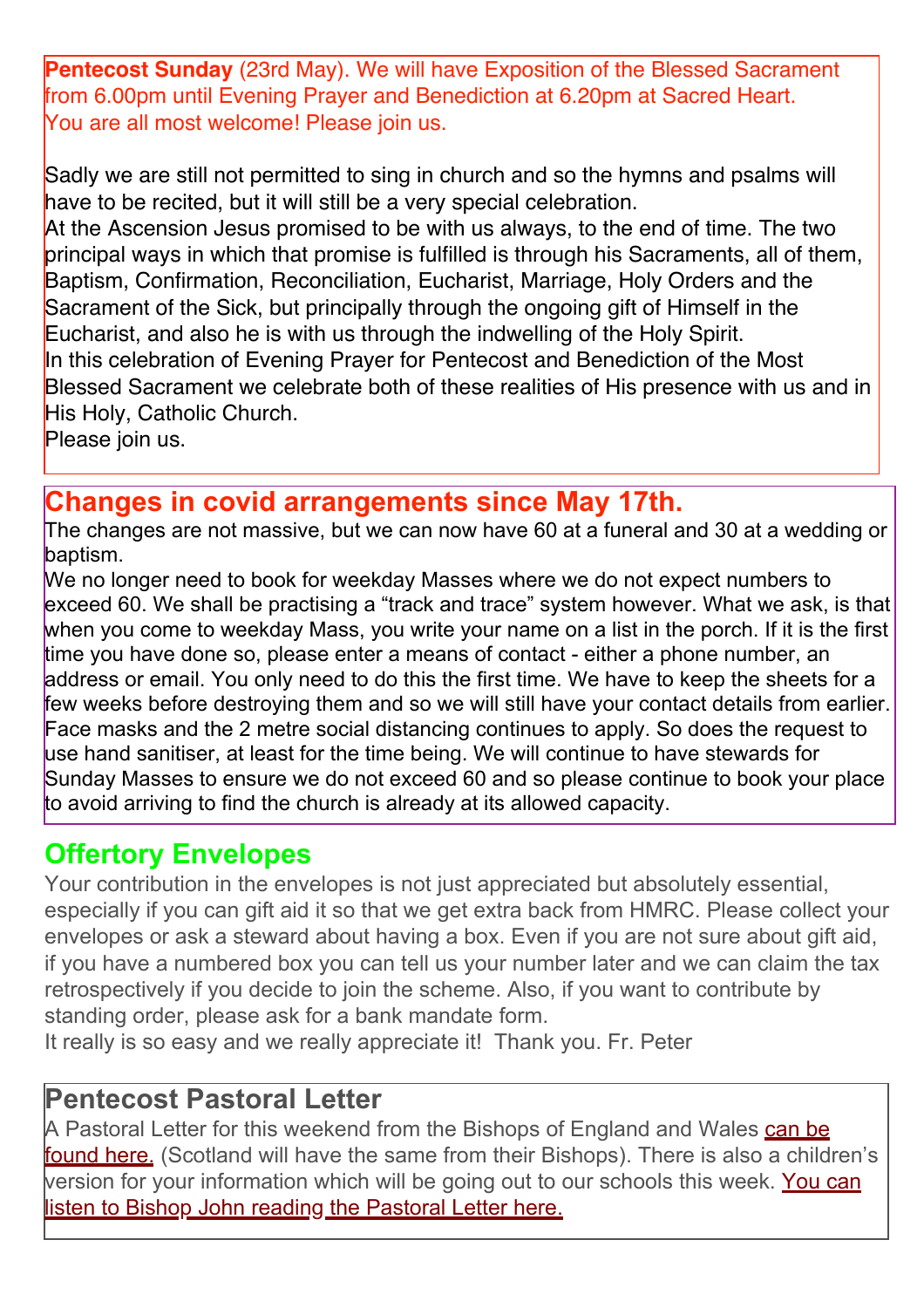**Pentecost Sunday** (23rd May). We will have Exposition of the Blessed Sacrament from 6.00pm until Evening Prayer and Benediction at 6.20pm at Sacred Heart. You are all most welcome! Please join us.

Sadly we are still not permitted to sing in church and so the hymns and psalms will have to be recited, but it will still be a very special celebration.
At the Ascension Jesus promised to be with us always, to the end of time. The two principal ways in which that promise is fulfilled is through his Sacraments, all of them, Baptism, Confirmation, Reconciliation, Eucharist, Marriage, Holy Orders and the Sacrament of the Sick, but principally through the ongoing gift of Himself in the Eucharist, and also he is with us through the indwelling of the Holy Spirit.
In this celebration of Evening Prayer for Pentecost and Benediction of the Most Blessed Sacrament we celebrate both of these realities of His presence with us and in His Holy, Catholic Church.
Please join us.

## Changes in covid arrangements since May 17th.

The changes are not massive, but we can now have 60 at a funeral and 30 at a wedding or baptism.
We no longer need to book for weekday Masses where we do not expect numbers to exceed 60. We shall be practising a "track and trace" system however. What we ask, is that when you come to weekday Mass, you write your name on a list in the porch. If it is the first time you have done so, please enter a means of contact - either a phone number, an address or email. You only need to do this the first time. We have to keep the sheets for a few weeks before destroying them and so we will still have your contact details from earlier. Face masks and the 2 metre social distancing continues to apply. So does the request to use hand sanitiser, at least for the time being. We will continue to have stewards for Sunday Masses to ensure we do not exceed 60 and so please continue to book your place to avoid arriving to find the church is already at its allowed capacity.

## Offertory Envelopes

Your contribution in the envelopes is not just appreciated but absolutely essential, especially if you can gift aid it so that we get extra back from HMRC. Please collect your envelopes or ask a steward about having a box. Even if you are not sure about gift aid, if you have a numbered box you can tell us your number later and we can claim the tax retrospectively if you decide to join the scheme. Also, if you want to contribute by standing order, please ask for a bank mandate form.
It really is so easy and we really appreciate it! Thank you. Fr. Peter

## Pentecost Pastoral Letter

A Pastoral Letter for this weekend from the Bishops of England and Wales can be found here. (Scotland will have the same from their Bishops). There is also a children's version for your information which will be going out to our schools this week. You can listen to Bishop John reading the Pastoral Letter here.